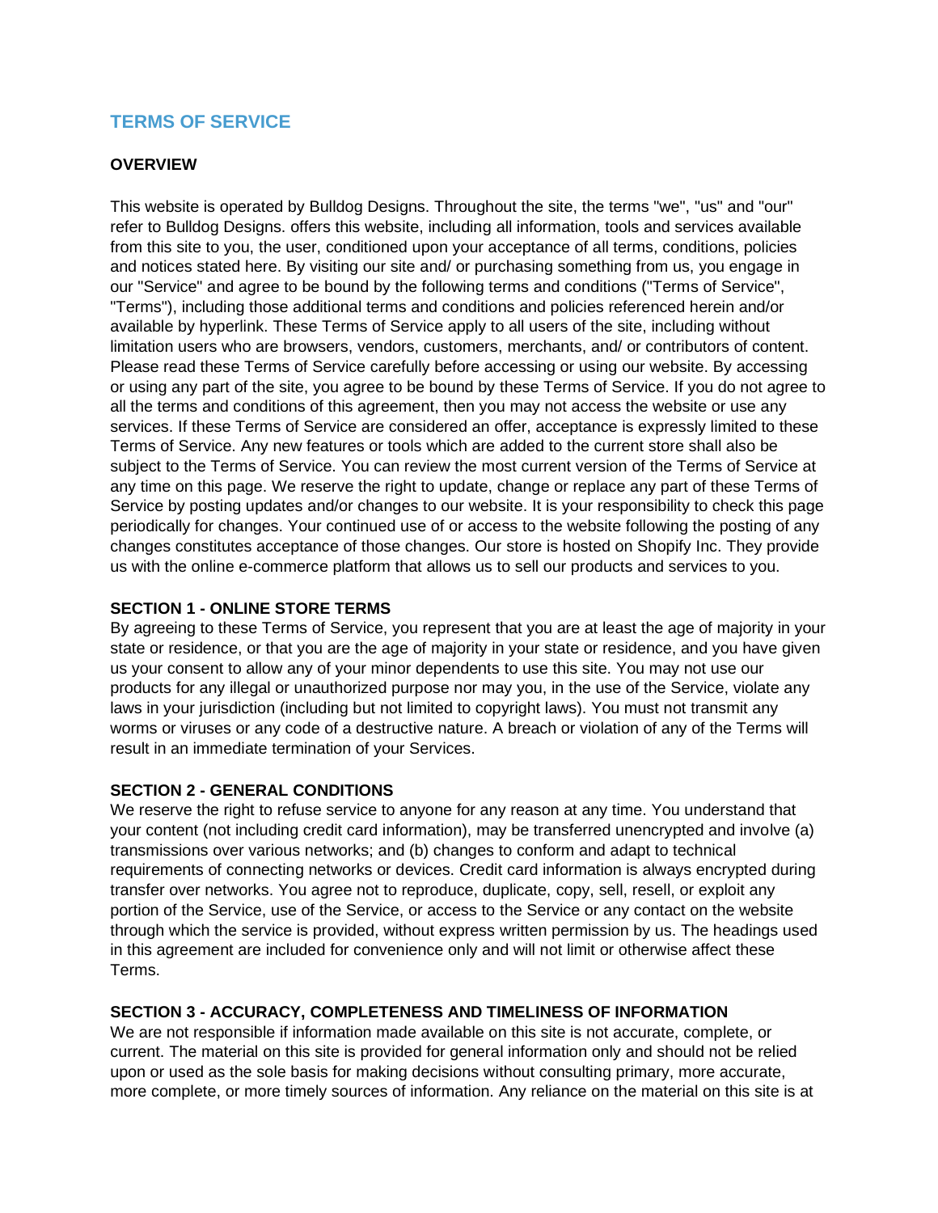# TERMS OF SERVICE

## OVERVIEW

This website is operated by Bulldog Designs. Throughout the site, the terms "we", "us" and "our" refer to Bulldog Designs. offers this website, including all information, tools and services available from this site to you, the user, conditioned upon your acceptance of all terms, conditions, policies and notices stated here. By visiting our site and/ or purchasing something from us, you engage in our "Service" and agree to be bound by the following terms and conditions ("Terms of Service", "Terms"), including those additional terms and conditions and policies referenced herein and/or available by hyperlink. These Terms of Service apply to all users of the site, including without limitation users who are browsers, vendors, customers, merchants, and/ or contributors of content. Please read these Terms of Service carefully before accessing or using our website. By accessing or using any part of the site, you agree to be bound by these Terms of Service. If you do not agree to all the terms and conditions of this agreement, then you may not access the website or use any services. If these Terms of Service are considered an offer, acceptance is expressly limited to these Terms of Service. Any new features or tools which are added to the current store shall also be subject to the Terms of Service. You can review the most current version of the Terms of Service at any time on this page. We reserve the right to update, change or replace any part of these Terms of Service by posting updates and/or changes to our website. It is your responsibility to check this page periodically for changes. Your continued use of or access to the website following the posting of any changes constitutes acceptance of those changes. Our store is hosted on Shopify Inc. They provide us with the online e-commerce platform that allows us to sell our products and services to you.

## SECTION 1 - ONLINE STORE TERMS

By agreeing to these Terms of Service, you represent that you are at least the age of majority in your state or residence, or that you are the age of majority in your state or residence, and you have given us your consent to allow any of your minor dependents to use this site. You may not use our products for any illegal or unauthorized purpose nor may you, in the use of the Service, violate any laws in your jurisdiction (including but not limited to copyright laws). You must not transmit any worms or viruses or any code of a destructive nature. A breach or violation of any of the Terms will result in an immediate termination of your Services.

## SECTION 2 - GENERAL CONDITIONS

We reserve the right to refuse service to anyone for any reason at any time. You understand that your content (not including credit card information), may be transferred unencrypted and involve (a) transmissions over various networks; and (b) changes to conform and adapt to technical requirements of connecting networks or devices. Credit card information is always encrypted during transfer over networks. You agree not to reproduce, duplicate, copy, sell, resell, or exploit any portion of the Service, use of the Service, or access to the Service or any contact on the website through which the service is provided, without express written permission by us. The headings used in this agreement are included for convenience only and will not limit or otherwise affect these Terms.

## SECTION 3 - ACCURACY, COMPLETENESS AND TIMELINESS OF INFORMATION

We are not responsible if information made available on this site is not accurate, complete, or current. The material on this site is provided for general information only and should not be relied upon or used as the sole basis for making decisions without consulting primary, more accurate, more complete, or more timely sources of information. Any reliance on the material on this site is at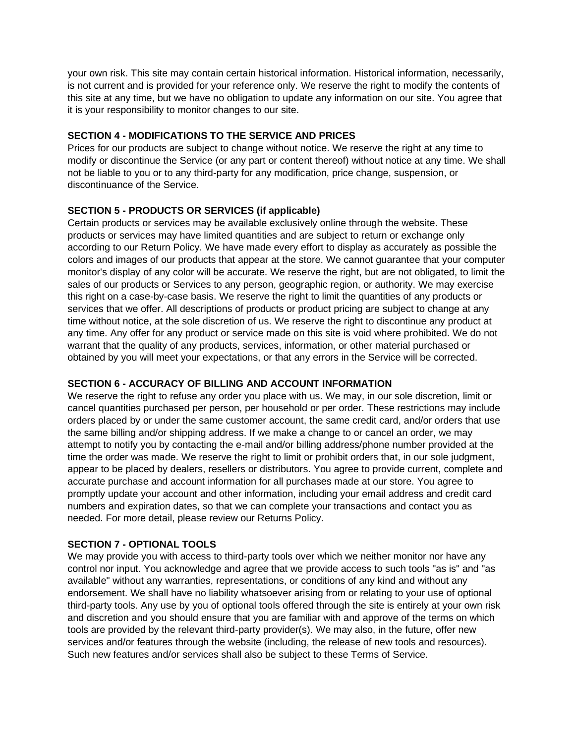your own risk. This site may contain certain historical information. Historical information, necessarily, is not current and is provided for your reference only. We reserve the right to modify the contents of this site at any time, but we have no obligation to update any information on our site. You agree that it is your responsibility to monitor changes to our site.

**SECTION 4 - MODIFICATIONS TO THE SERVICE AND PRICES**

Prices for our products are subject to change without notice. We reserve the right at any time to modify or discontinue the Service (or any part or content thereof) without notice at any time. We shall not be liable to you or to any third-party for any modification, price change, suspension, or discontinuance of the Service.

**SECTION 5 - PRODUCTS OR SERVICES (if applicable)**

Certain products or services may be available exclusively online through the website. These products or services may have limited quantities and are subject to return or exchange only according to our Return Policy. We have made every effort to display as accurately as possible the colors and images of our products that appear at the store. We cannot guarantee that your computer monitor's display of any color will be accurate. We reserve the right, but are not obligated, to limit the sales of our products or Services to any person, geographic region, or authority. We may exercise this right on a case-by-case basis. We reserve the right to limit the quantities of any products or services that we offer. All descriptions of products or product pricing are subject to change at any time without notice, at the sole discretion of us. We reserve the right to discontinue any product at any time. Any offer for any product or service made on this site is void where prohibited. We do not warrant that the quality of any products, services, information, or other material purchased or obtained by you will meet your expectations, or that any errors in the Service will be corrected.

**SECTION 6 - ACCURACY OF BILLING AND ACCOUNT INFORMATION**

We reserve the right to refuse any order you place with us. We may, in our sole discretion, limit or cancel quantities purchased per person, per household or per order. These restrictions may include orders placed by or under the same customer account, the same credit card, and/or orders that use the same billing and/or shipping address. If we make a change to or cancel an order, we may attempt to notify you by contacting the e-mail and/or billing address/phone number provided at the time the order was made. We reserve the right to limit or prohibit orders that, in our sole judgment, appear to be placed by dealers, resellers or distributors. You agree to provide current, complete and accurate purchase and account information for all purchases made at our store. You agree to promptly update your account and other information, including your email address and credit card numbers and expiration dates, so that we can complete your transactions and contact you as needed. For more detail, please review our Returns Policy.

**SECTION 7 - OPTIONAL TOOLS**

We may provide you with access to third-party tools over which we neither monitor nor have any control nor input. You acknowledge and agree that we provide access to such tools "as is" and "as available" without any warranties, representations, or conditions of any kind and without any endorsement. We shall have no liability whatsoever arising from or relating to your use of optional third-party tools. Any use by you of optional tools offered through the site is entirely at your own risk and discretion and you should ensure that you are familiar with and approve of the terms on which tools are provided by the relevant third-party provider(s). We may also, in the future, offer new services and/or features through the website (including, the release of new tools and resources). Such new features and/or services shall also be subject to these Terms of Service.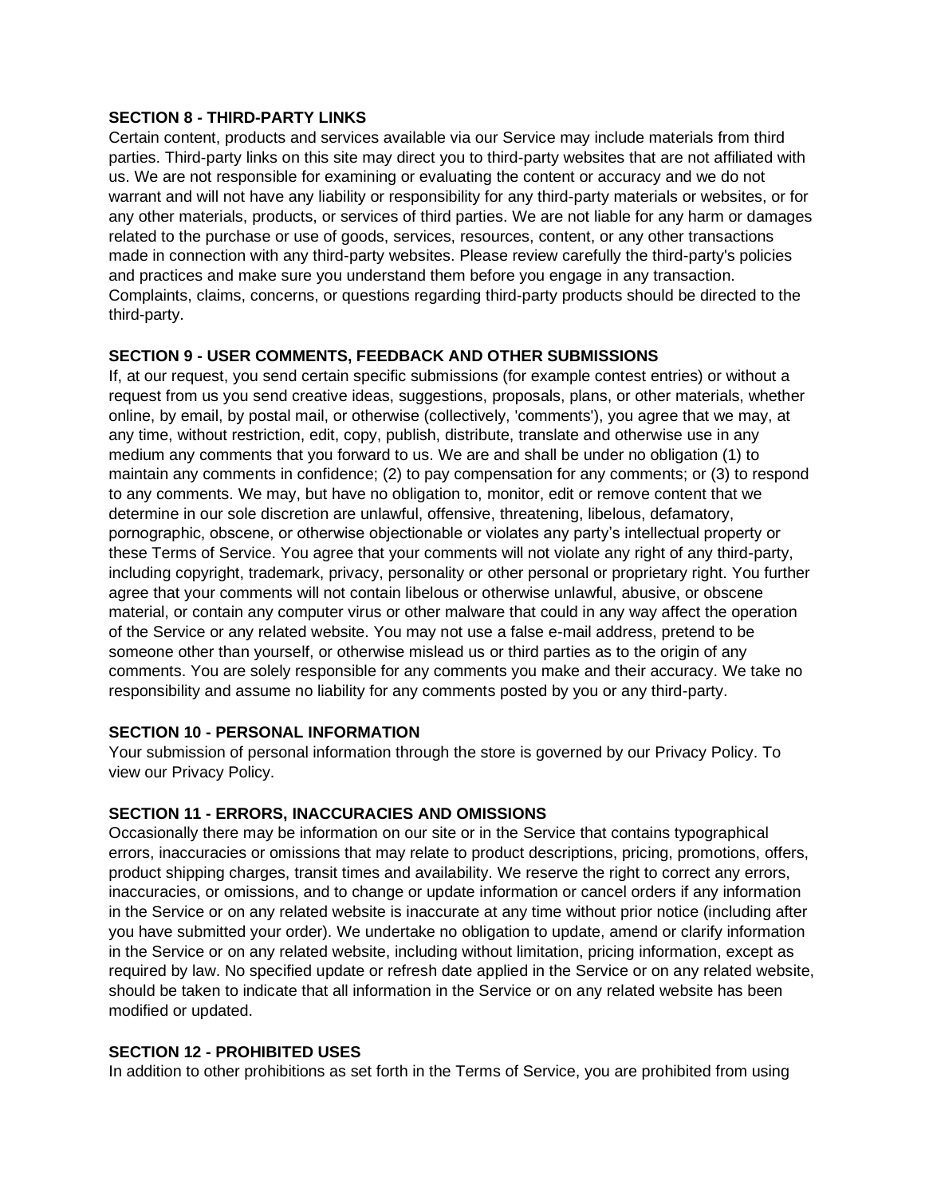**SECTION 8 - THIRD-PARTY LINKS**

Certain content, products and services available via our Service may include materials from third parties. Third-party links on this site may direct you to third-party websites that are not affiliated with us. We are not responsible for examining or evaluating the content or accuracy and we do not warrant and will not have any liability or responsibility for any third-party materials or websites, or for any other materials, products, or services of third parties. We are not liable for any harm or damages related to the purchase or use of goods, services, resources, content, or any other transactions made in connection with any third-party websites. Please review carefully the third-party's policies and practices and make sure you understand them before you engage in any transaction. Complaints, claims, concerns, or questions regarding third-party products should be directed to the third-party.

**SECTION 9 - USER COMMENTS, FEEDBACK AND OTHER SUBMISSIONS**

If, at our request, you send certain specific submissions (for example contest entries) or without a request from us you send creative ideas, suggestions, proposals, plans, or other materials, whether online, by email, by postal mail, or otherwise (collectively, 'comments'), you agree that we may, at any time, without restriction, edit, copy, publish, distribute, translate and otherwise use in any medium any comments that you forward to us. We are and shall be under no obligation (1) to maintain any comments in confidence; (2) to pay compensation for any comments; or (3) to respond to any comments. We may, but have no obligation to, monitor, edit or remove content that we determine in our sole discretion are unlawful, offensive, threatening, libelous, defamatory, pornographic, obscene, or otherwise objectionable or violates any party's intellectual property or these Terms of Service. You agree that your comments will not violate any right of any third-party, including copyright, trademark, privacy, personality or other personal or proprietary right. You further agree that your comments will not contain libelous or otherwise unlawful, abusive, or obscene material, or contain any computer virus or other malware that could in any way affect the operation of the Service or any related website. You may not use a false e-mail address, pretend to be someone other than yourself, or otherwise mislead us or third parties as to the origin of any comments. You are solely responsible for any comments you make and their accuracy. We take no responsibility and assume no liability for any comments posted by you or any third-party.

**SECTION 10 - PERSONAL INFORMATION**

Your submission of personal information through the store is governed by our Privacy Policy. To view our Privacy Policy.

**SECTION 11 - ERRORS, INACCURACIES AND OMISSIONS**

Occasionally there may be information on our site or in the Service that contains typographical errors, inaccuracies or omissions that may relate to product descriptions, pricing, promotions, offers, product shipping charges, transit times and availability. We reserve the right to correct any errors, inaccuracies, or omissions, and to change or update information or cancel orders if any information in the Service or on any related website is inaccurate at any time without prior notice (including after you have submitted your order). We undertake no obligation to update, amend or clarify information in the Service or on any related website, including without limitation, pricing information, except as required by law. No specified update or refresh date applied in the Service or on any related website, should be taken to indicate that all information in the Service or on any related website has been modified or updated.

**SECTION 12 - PROHIBITED USES**

In addition to other prohibitions as set forth in the Terms of Service, you are prohibited from using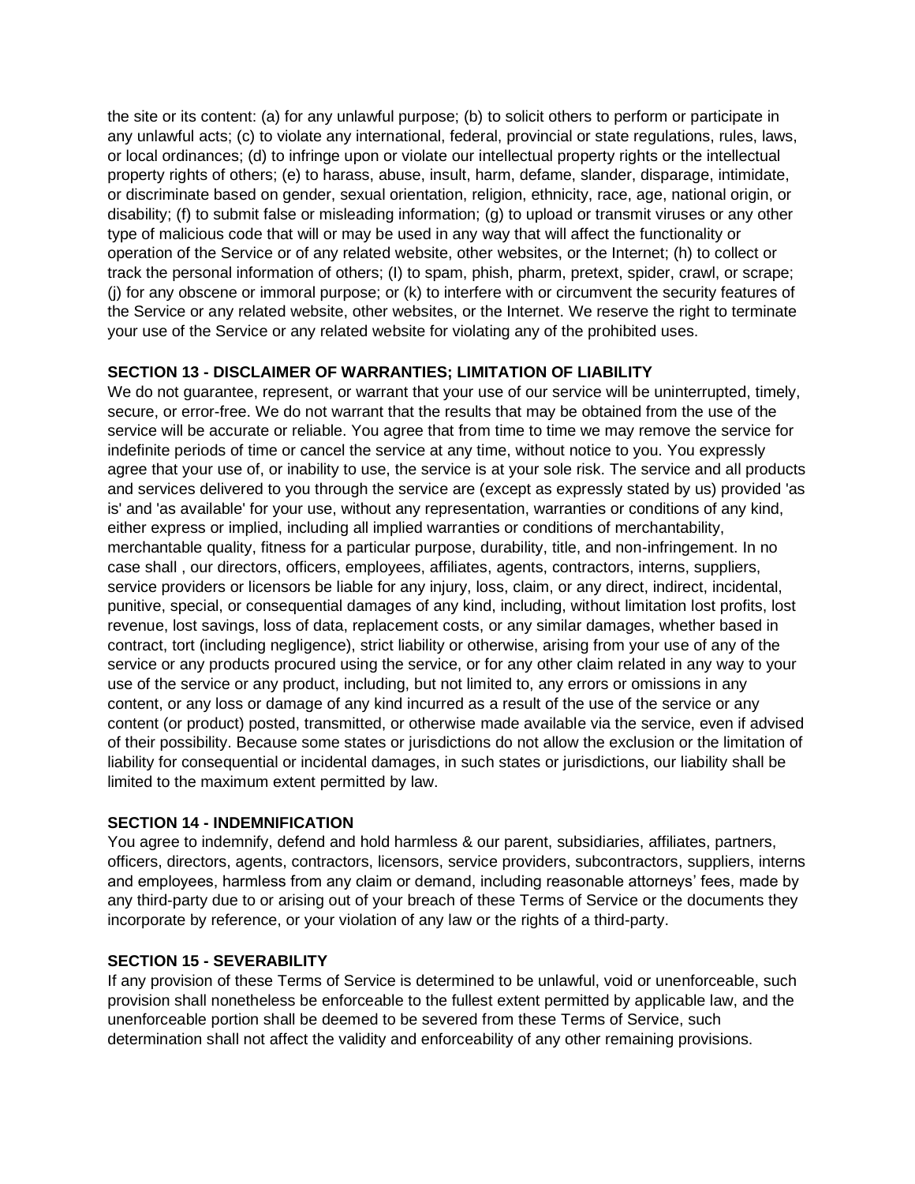the site or its content: (a) for any unlawful purpose; (b) to solicit others to perform or participate in any unlawful acts; (c) to violate any international, federal, provincial or state regulations, rules, laws, or local ordinances; (d) to infringe upon or violate our intellectual property rights or the intellectual property rights of others; (e) to harass, abuse, insult, harm, defame, slander, disparage, intimidate, or discriminate based on gender, sexual orientation, religion, ethnicity, race, age, national origin, or disability; (f) to submit false or misleading information; (g) to upload or transmit viruses or any other type of malicious code that will or may be used in any way that will affect the functionality or operation of the Service or of any related website, other websites, or the Internet; (h) to collect or track the personal information of others; (I) to spam, phish, pharm, pretext, spider, crawl, or scrape; (j) for any obscene or immoral purpose; or (k) to interfere with or circumvent the security features of the Service or any related website, other websites, or the Internet. We reserve the right to terminate your use of the Service or any related website for violating any of the prohibited uses.

**SECTION 13 - DISCLAIMER OF WARRANTIES; LIMITATION OF LIABILITY**

We do not guarantee, represent, or warrant that your use of our service will be uninterrupted, timely, secure, or error-free. We do not warrant that the results that may be obtained from the use of the service will be accurate or reliable. You agree that from time to time we may remove the service for indefinite periods of time or cancel the service at any time, without notice to you. You expressly agree that your use of, or inability to use, the service is at your sole risk. The service and all products and services delivered to you through the service are (except as expressly stated by us) provided 'as is' and 'as available' for your use, without any representation, warranties or conditions of any kind, either express or implied, including all implied warranties or conditions of merchantability, merchantable quality, fitness for a particular purpose, durability, title, and non-infringement. In no case shall , our directors, officers, employees, affiliates, agents, contractors, interns, suppliers, service providers or licensors be liable for any injury, loss, claim, or any direct, indirect, incidental, punitive, special, or consequential damages of any kind, including, without limitation lost profits, lost revenue, lost savings, loss of data, replacement costs, or any similar damages, whether based in contract, tort (including negligence), strict liability or otherwise, arising from your use of any of the service or any products procured using the service, or for any other claim related in any way to your use of the service or any product, including, but not limited to, any errors or omissions in any content, or any loss or damage of any kind incurred as a result of the use of the service or any content (or product) posted, transmitted, or otherwise made available via the service, even if advised of their possibility. Because some states or jurisdictions do not allow the exclusion or the limitation of liability for consequential or incidental damages, in such states or jurisdictions, our liability shall be limited to the maximum extent permitted by law.

**SECTION 14 - INDEMNIFICATION**

You agree to indemnify, defend and hold harmless & our parent, subsidiaries, affiliates, partners, officers, directors, agents, contractors, licensors, service providers, subcontractors, suppliers, interns and employees, harmless from any claim or demand, including reasonable attorneys' fees, made by any third-party due to or arising out of your breach of these Terms of Service or the documents they incorporate by reference, or your violation of any law or the rights of a third-party.

**SECTION 15 - SEVERABILITY**

If any provision of these Terms of Service is determined to be unlawful, void or unenforceable, such provision shall nonetheless be enforceable to the fullest extent permitted by applicable law, and the unenforceable portion shall be deemed to be severed from these Terms of Service, such determination shall not affect the validity and enforceability of any other remaining provisions.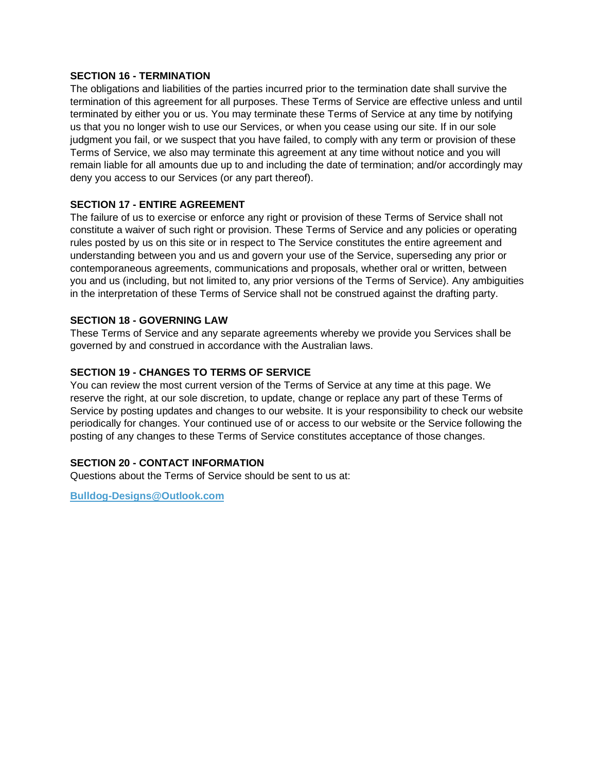**SECTION 16 - TERMINATION**

The obligations and liabilities of the parties incurred prior to the termination date shall survive the termination of this agreement for all purposes. These Terms of Service are effective unless and until terminated by either you or us. You may terminate these Terms of Service at any time by notifying us that you no longer wish to use our Services, or when you cease using our site. If in our sole judgment you fail, or we suspect that you have failed, to comply with any term or provision of these Terms of Service, we also may terminate this agreement at any time without notice and you will remain liable for all amounts due up to and including the date of termination; and/or accordingly may deny you access to our Services (or any part thereof).

**SECTION 17 - ENTIRE AGREEMENT**

The failure of us to exercise or enforce any right or provision of these Terms of Service shall not constitute a waiver of such right or provision. These Terms of Service and any policies or operating rules posted by us on this site or in respect to The Service constitutes the entire agreement and understanding between you and us and govern your use of the Service, superseding any prior or contemporaneous agreements, communications and proposals, whether oral or written, between you and us (including, but not limited to, any prior versions of the Terms of Service). Any ambiguities in the interpretation of these Terms of Service shall not be construed against the drafting party.

**SECTION 18 - GOVERNING LAW**

These Terms of Service and any separate agreements whereby we provide you Services shall be governed by and construed in accordance with the Australian laws.

**SECTION 19 - CHANGES TO TERMS OF SERVICE**

You can review the most current version of the Terms of Service at any time at this page. We reserve the right, at our sole discretion, to update, change or replace any part of these Terms of Service by posting updates and changes to our website. It is your responsibility to check our website periodically for changes. Your continued use of or access to our website or the Service following the posting of any changes to these Terms of Service constitutes acceptance of those changes.

**SECTION 20 - CONTACT INFORMATION**

Questions about the Terms of Service should be sent to us at:

**Bulldog-Designs@Outlook.com**